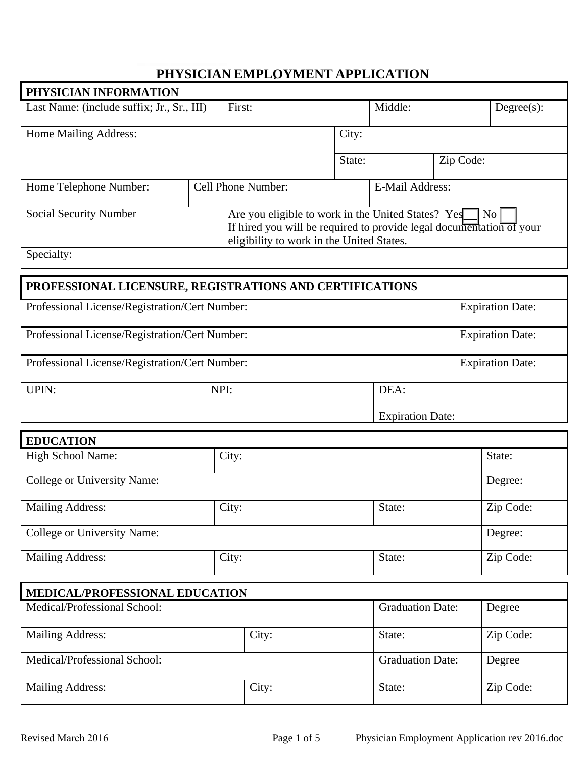# PHYSICIAN EMPLOYMENT APPLICATION

| PHYSICIAN INFORMATION | | | |
|---|---|---|---|
| Last Name: (include suffix; Jr., Sr., III) | First: | Middle: | Degree(s): |

| Home Mailing Address: | City: | |
|---|---|---|
| | State: | Zip Code: |

| Home Telephone Number: | Cell Phone Number: | E-Mail Address: |
|---|---|---|

| Social Security Number | Are you eligible to work in the United States? Yes ☐ No ☐<br>If hired you will be required to provide legal documentation of your eligibility to work in the United States. |
|---|---|
| Specialty: | |

| PROFESSIONAL LICENSURE, REGISTRATIONS AND CERTIFICATIONS | |
|---|---|
| Professional License/Registration/Cert Number: | Expiration Date: |
| Professional License/Registration/Cert Number: | Expiration Date: |
| Professional License/Registration/Cert Number: | Expiration Date: |

| UPIN: | NPI: | DEA:<br><br>Expiration Date: |
|---|---|---|

| EDUCATION | | | |
|---|---|---|---|
| High School Name: | City: | | State: |
| College or University Name: | | | Degree: |
| Mailing Address: | City: | State: | Zip Code: |
| College or University Name: | | | Degree: |
| Mailing Address: | City: | State: | Zip Code: |

| MEDICAL/PROFESSIONAL EDUCATION | | | |
|---|---|---|---|
| Medical/Professional School: | | Graduation Date: | Degree |
| Mailing Address: | City: | State: | Zip Code: |
| Medical/Professional School: | | Graduation Date: | Degree |
| Mailing Address: | City: | State: | Zip Code: |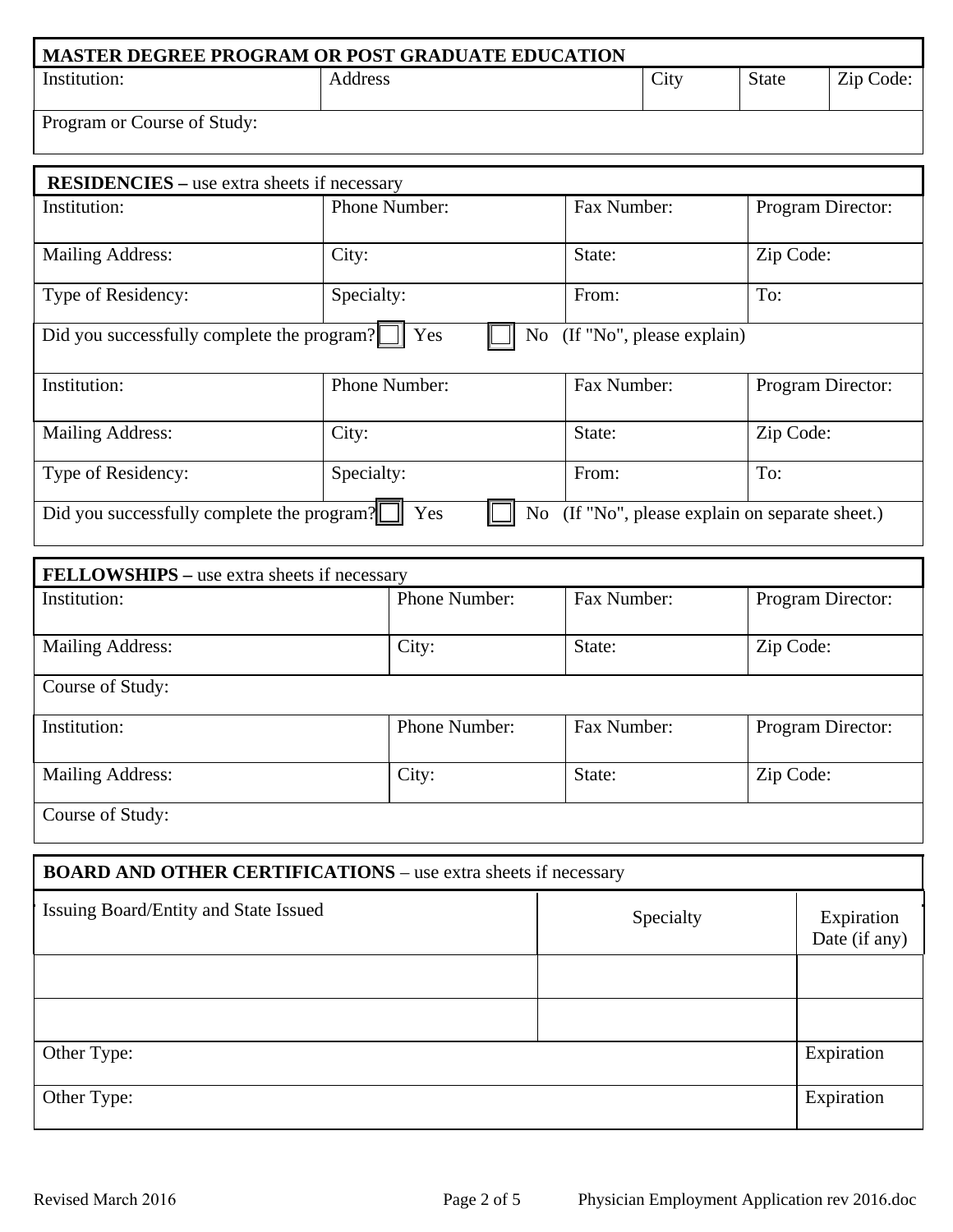## MASTER DEGREE PROGRAM OR POST GRADUATE EDUCATION

| Institution: | Address | City | State | Zip Code: |
|---|---|---|---|---|
| Program or Course of Study: | | | | |

## RESIDENCIES – use extra sheets if necessary

| Institution: | Phone Number: | Fax Number: | Program Director: |
|---|---|---|---|
| Mailing Address: | City: | State: | Zip Code: |
| Type of Residency: | Specialty: | From: | To: |
| Did you successfully complete the program? ☐ Yes ☐ No (If "No", please explain) | | | |
| Institution: | Phone Number: | Fax Number: | Program Director: |
| Mailing Address: | City: | State: | Zip Code: |
| Type of Residency: | Specialty: | From: | To: |
| Did you successfully complete the program? ☐ Yes ☐ No (If "No", please explain on separate sheet.) | | | |

## FELLOWSHIPS – use extra sheets if necessary

| Institution: | Phone Number: | Fax Number: | Program Director: |
|---|---|---|---|
| Mailing Address: | City: | State: | Zip Code: |
| Course of Study: | | | |
| Institution: | Phone Number: | Fax Number: | Program Director: |
| Mailing Address: | City: | State: | Zip Code: |
| Course of Study: | | | |

## BOARD AND OTHER CERTIFICATIONS – use extra sheets if necessary

| Issuing Board/Entity and State Issued | Specialty | Expiration Date (if any) |
|---|---|---|
| | | |
| | | |
| Other Type: | | Expiration |
| Other Type: | | Expiration |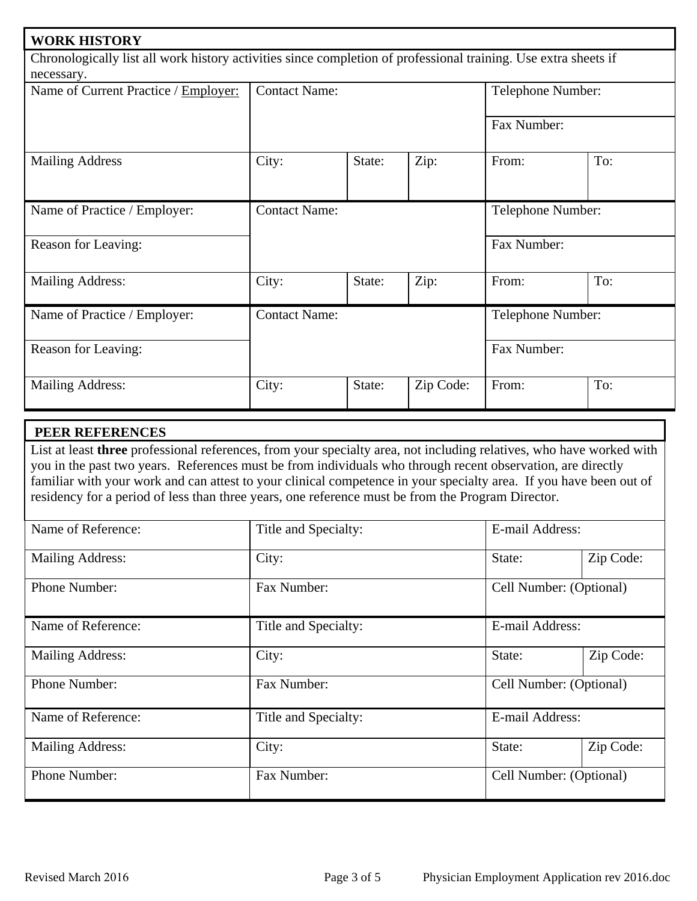## WORK HISTORY

Chronologically list all work history activities since completion of professional training. Use extra sheets if necessary.

| Name of Current Practice / Employer: | Contact Name: | | | Telephone Number: | |
|---|---|---|---|---|---|
| | | | | Fax Number: | |
| Mailing Address | City: | State: | Zip: | From: | To: |

| Name of Practice / Employer: | Contact Name: | | | Telephone Number: | |
|---|---|---|---|---|---|
| Reason for Leaving: | | | | Fax Number: | |
| Mailing Address: | City: | State: | Zip: | From: | To: |

| Name of Practice / Employer: | Contact Name: | | | Telephone Number: | |
|---|---|---|---|---|---|
| Reason for Leaving: | | | | Fax Number: | |
| Mailing Address: | City: | State: | Zip Code: | From: | To: |

## PEER REFERENCES

List at least **three** professional references, from your specialty area, not including relatives, who have worked with you in the past two years. References must be from individuals who through recent observation, are directly familiar with your work and can attest to your clinical competence in your specialty area. If you have been out of residency for a period of less than three years, one reference must be from the Program Director.

| Name of Reference: | Title and Specialty: | E-mail Address: | |
|---|---|---|---|
| Mailing Address: | City: | State: | Zip Code: |
| Phone Number: | Fax Number: | Cell Number: (Optional) | |

| Name of Reference: | Title and Specialty: | E-mail Address: | |
|---|---|---|---|
| Mailing Address: | City: | State: | Zip Code: |
| Phone Number: | Fax Number: | Cell Number: (Optional) | |

| Name of Reference: | Title and Specialty: | E-mail Address: | |
|---|---|---|---|
| Mailing Address: | City: | State: | Zip Code: |
| Phone Number: | Fax Number: | Cell Number: (Optional) | |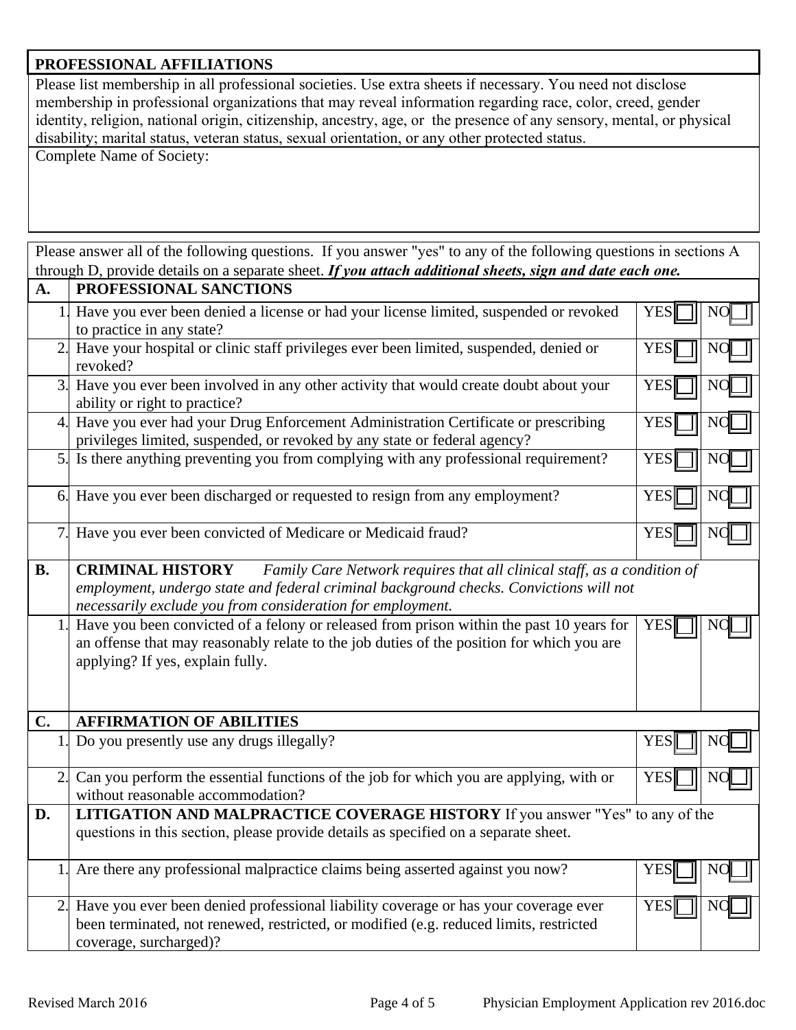## PROFESSIONAL AFFILIATIONS

Please list membership in all professional societies. Use extra sheets if necessary. You need not disclose membership in professional organizations that may reveal information regarding race, color, creed, gender identity, religion, national origin, citizenship, ancestry, age, or the presence of any sensory, mental, or physical disability; marital status, veteran status, sexual orientation, or any other protected status.

Complete Name of Society:

Please answer all of the following questions. If you answer "yes" to any of the following questions in sections A through D, provide details on a separate sheet. ***If you attach additional sheets, sign and date each one.***

| | | | |
|---|---|---|---|
| **A.** | **PROFESSIONAL SANCTIONS** | | |
| 1. | Have you ever been denied a license or had your license limited, suspended or revoked to practice in any state? | YES ☐ | NO ☐ |
| 2. | Have your hospital or clinic staff privileges ever been limited, suspended, denied or revoked? | YES ☐ | NO ☐ |
| 3. | Have you ever been involved in any other activity that would create doubt about your ability or right to practice? | YES ☐ | NO ☐ |
| 4. | Have you ever had your Drug Enforcement Administration Certificate or prescribing privileges limited, suspended, or revoked by any state or federal agency? | YES ☐ | NO ☐ |
| 5. | Is there anything preventing you from complying with any professional requirement? | YES ☐ | NO ☐ |
| 6. | Have you ever been discharged or requested to resign from any employment? | YES ☐ | NO ☐ |
| 7. | Have you ever been convicted of Medicare or Medicaid fraud? | YES ☐ | NO ☐ |
| **B.** | **CRIMINAL HISTORY** *Family Care Network requires that all clinical staff, as a condition of employment, undergo state and federal criminal background checks. Convictions will not necessarily exclude you from consideration for employment.* | | |
| 1. | Have you been convicted of a felony or released from prison within the past 10 years for an offense that may reasonably relate to the job duties of the position for which you are applying? If yes, explain fully. | YES ☐ | NO ☐ |
| **C.** | **AFFIRMATION OF ABILITIES** | | |
| 1. | Do you presently use any drugs illegally? | YES ☐ | NO ☐ |
| 2. | Can you perform the essential functions of the job for which you are applying, with or without reasonable accommodation? | YES ☐ | NO ☐ |
| **D.** | **LITIGATION AND MALPRACTICE COVERAGE HISTORY** If you answer "Yes" to any of the questions in this section, please provide details as specified on a separate sheet. | | |
| 1. | Are there any professional malpractice claims being asserted against you now? | YES ☐ | NO ☐ |
| 2. | Have you ever been denied professional liability coverage or has your coverage ever been terminated, not renewed, restricted, or modified (e.g. reduced limits, restricted coverage, surcharged)? | YES ☐ | NO ☐ |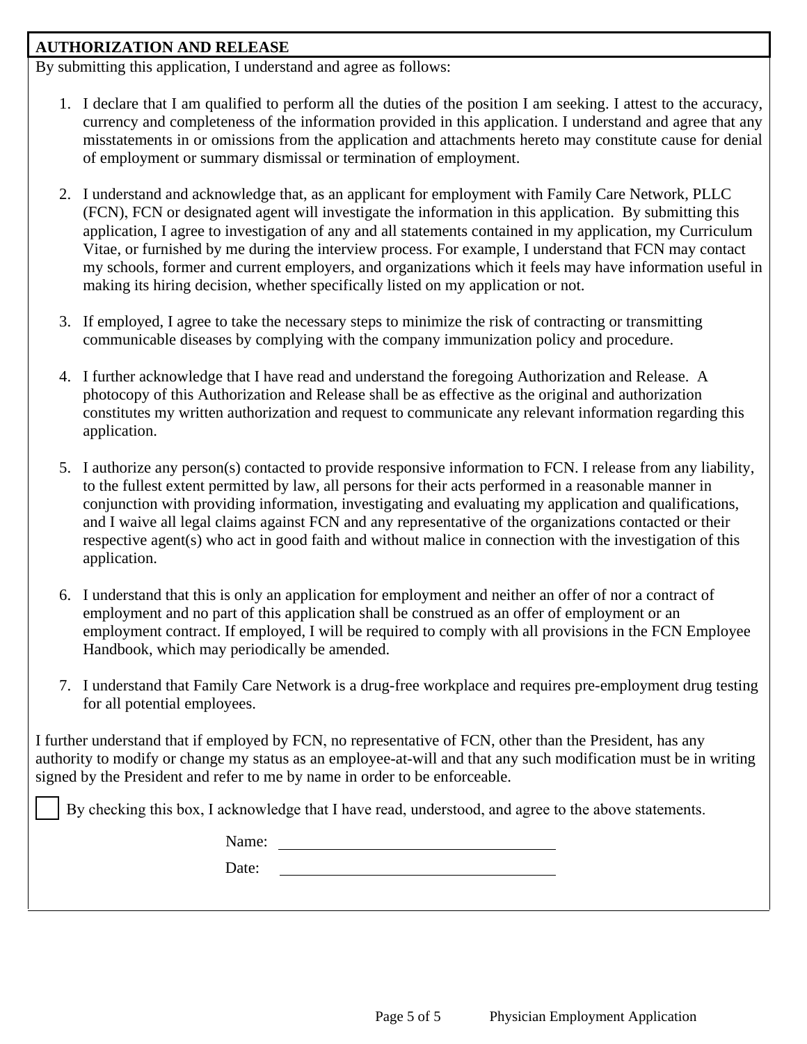## AUTHORIZATION AND RELEASE

By submitting this application, I understand and agree as follows:

1. I declare that I am qualified to perform all the duties of the position I am seeking. I attest to the accuracy, currency and completeness of the information provided in this application. I understand and agree that any misstatements in or omissions from the application and attachments hereto may constitute cause for denial of employment or summary dismissal or termination of employment.

2. I understand and acknowledge that, as an applicant for employment with Family Care Network, PLLC (FCN), FCN or designated agent will investigate the information in this application. By submitting this application, I agree to investigation of any and all statements contained in my application, my Curriculum Vitae, or furnished by me during the interview process. For example, I understand that FCN may contact my schools, former and current employers, and organizations which it feels may have information useful in making its hiring decision, whether specifically listed on my application or not.

3. If employed, I agree to take the necessary steps to minimize the risk of contracting or transmitting communicable diseases by complying with the company immunization policy and procedure.

4. I further acknowledge that I have read and understand the foregoing Authorization and Release. A photocopy of this Authorization and Release shall be as effective as the original and authorization constitutes my written authorization and request to communicate any relevant information regarding this application.

5. I authorize any person(s) contacted to provide responsive information to FCN. I release from any liability, to the fullest extent permitted by law, all persons for their acts performed in a reasonable manner in conjunction with providing information, investigating and evaluating my application and qualifications, and I waive all legal claims against FCN and any representative of the organizations contacted or their respective agent(s) who act in good faith and without malice in connection with the investigation of this application.

6. I understand that this is only an application for employment and neither an offer of nor a contract of employment and no part of this application shall be construed as an offer of employment or an employment contract. If employed, I will be required to comply with all provisions in the FCN Employee Handbook, which may periodically be amended.

7. I understand that Family Care Network is a drug-free workplace and requires pre-employment drug testing for all potential employees.

I further understand that if employed by FCN, no representative of FCN, other than the President, has any authority to modify or change my status as an employee-at-will and that any such modification must be in writing signed by the President and refer to me by name in order to be enforceable.

☐ By checking this box, I acknowledge that I have read, understood, and agree to the above statements.

Name: ______________________________

Date: ______________________________